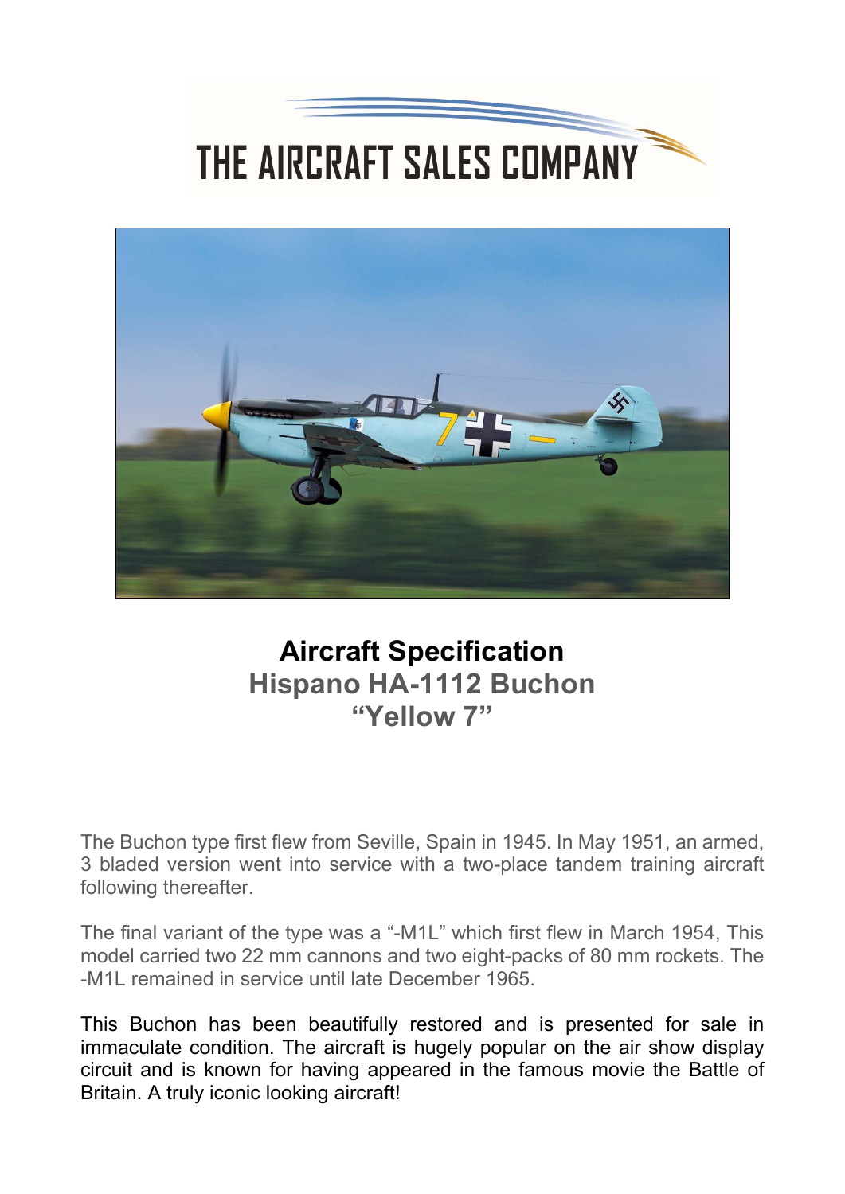THE AIRCRAFT SALES COMPANY

# Aircraft Specification

## Hispano HA-1112 Buchon

## "Yellow 7"

The Buchon type first flew from Seville, Spain in 1945. In May 1951, an armed, 3 bladed version went into service with a two-place tandem training aircraft following thereafter.

The final variant of the type was a "-M1L" which first flew in March 1954, This model carried two 22 mm cannons and two eight-packs of 80 mm rockets. The -M1L remained in service until late December 1965.

This Buchon has been beautifully restored and is presented for sale in immaculate condition. The aircraft is hugely popular on the air show display circuit and is known for having appeared in the famous movie the Battle of Britain. A truly iconic looking aircraft!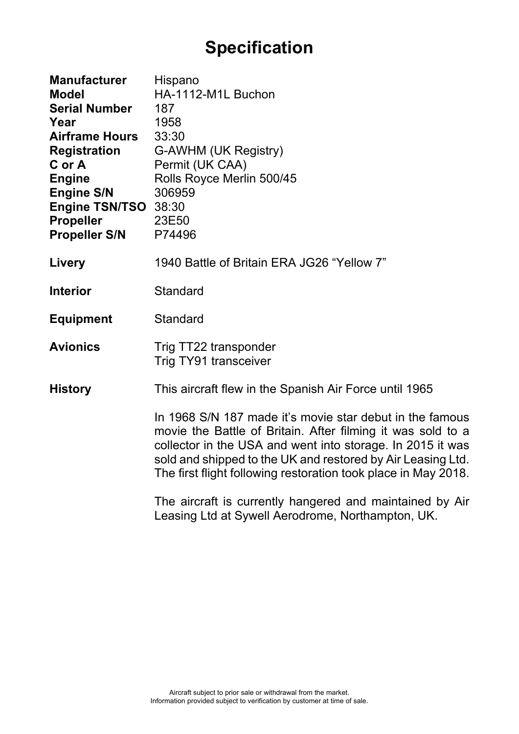# Specification

| | |
|---|---|
| **Manufacturer** | Hispano |
| **Model** | HA-1112-M1L Buchon |
| **Serial Number** | 187 |
| **Year** | 1958 |
| **Airframe Hours** | 33:30 |
| **Registration** | G-AWHM (UK Registry) |
| **C or A** | Permit (UK CAA) |
| **Engine** | Rolls Royce Merlin 500/45 |
| **Engine S/N** | 306959 |
| **Engine TSN/TSO** | 38:30 |
| **Propeller** | 23E50 |
| **Propeller S/N** | P74496 |

**Livery** 1940 Battle of Britain ERA JG26 "Yellow 7"

**Interior** Standard

**Equipment** Standard

**Avionics**
Trig TT22 transponder
Trig TY91 transceiver

**History**

This aircraft flew in the Spanish Air Force until 1965

In 1968 S/N 187 made it's movie star debut in the famous movie the Battle of Britain. After filming it was sold to a collector in the USA and went into storage. In 2015 it was sold and shipped to the UK and restored by Air Leasing Ltd. The first flight following restoration took place in May 2018.

The aircraft is currently hangered and maintained by Air Leasing Ltd at Sywell Aerodrome, Northampton, UK.

Aircraft subject to prior sale or withdrawal from the market.
Information provided subject to verification by customer at time of sale.